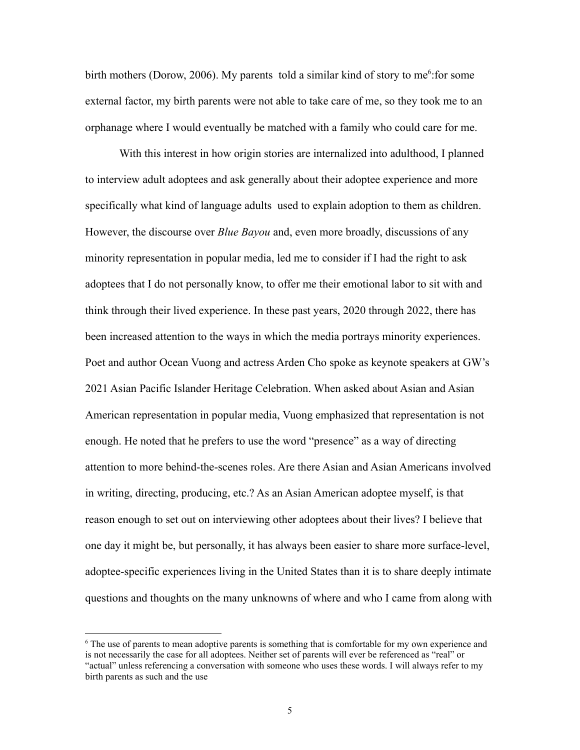birth mothers (Dorow, 2006). My parents told a similar kind of story to me[6]:for some external factor, my birth parents were not able to take care of me, so they took me to an orphanage where I would eventually be matched with a family who could care for me.

With this interest in how origin stories are internalized into adulthood, I planned to interview adult adoptees and ask generally about their adoptee experience and more specifically what kind of language adults used to explain adoption to them as children. However, the discourse over *Blue Bayou* and, even more broadly, discussions of any minority representation in popular media, led me to consider if I had the right to ask adoptees that I do not personally know, to offer me their emotional labor to sit with and think through their lived experience. In these past years, 2020 through 2022, there has been increased attention to the ways in which the media portrays minority experiences. Poet and author Ocean Vuong and actress Arden Cho spoke as keynote speakers at GW's 2021 Asian Pacific Islander Heritage Celebration. When asked about Asian and Asian American representation in popular media, Vuong emphasized that representation is not enough. He noted that he prefers to use the word "presence" as a way of directing attention to more behind-the-scenes roles. Are there Asian and Asian Americans involved in writing, directing, producing, etc.? As an Asian American adoptee myself, is that reason enough to set out on interviewing other adoptees about their lives? I believe that one day it might be, but personally, it has always been easier to share more surface-level, adoptee-specific experiences living in the United States than it is to share deeply intimate questions and thoughts on the many unknowns of where and who I came from along with

[6] The use of parents to mean adoptive parents is something that is comfortable for my own experience and is not necessarily the case for all adoptees. Neither set of parents will ever be referenced as "real" or "actual" unless referencing a conversation with someone who uses these words. I will always refer to my birth parents as such and the use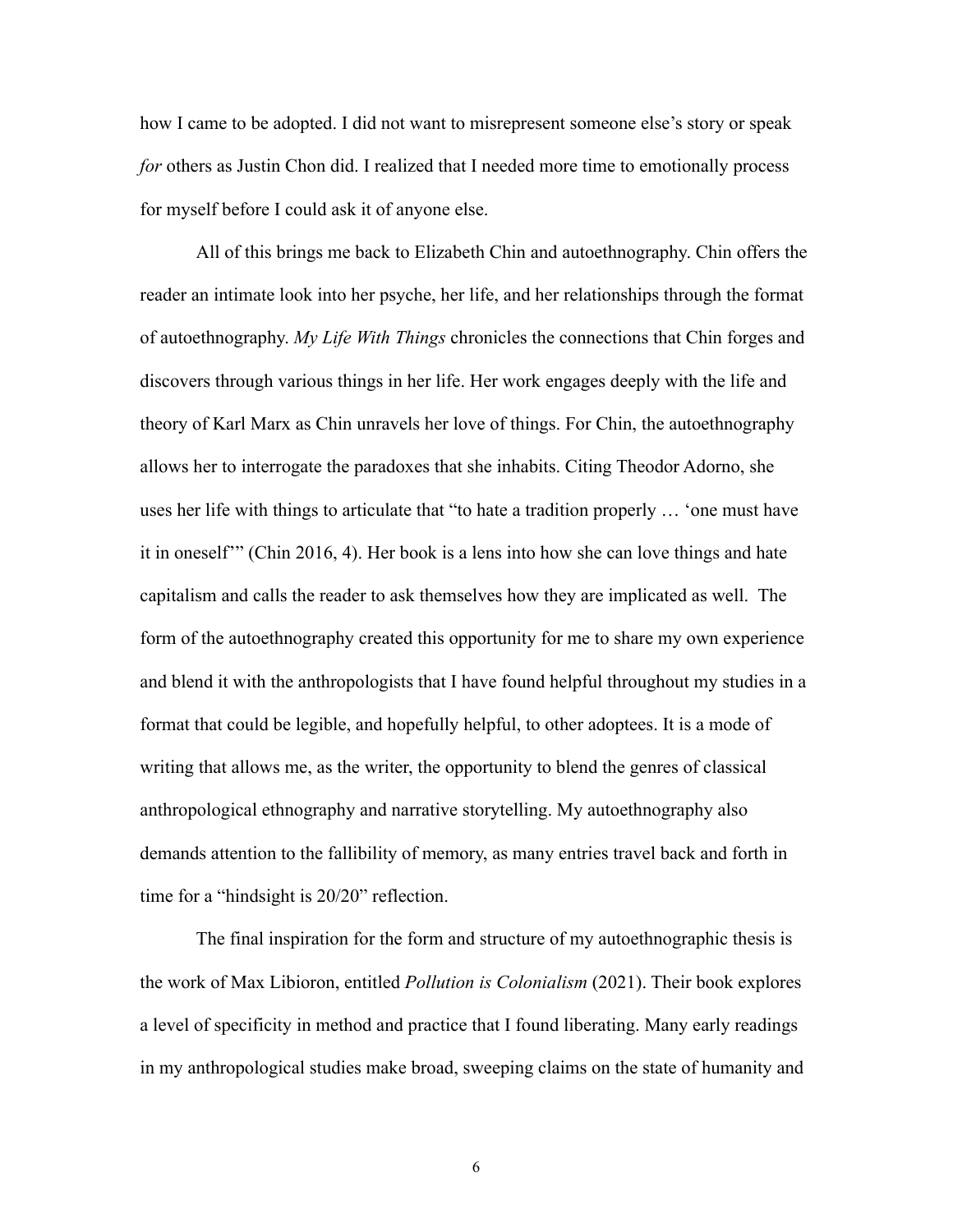how I came to be adopted. I did not want to misrepresent someone else's story or speak *for* others as Justin Chon did. I realized that I needed more time to emotionally process for myself before I could ask it of anyone else.

All of this brings me back to Elizabeth Chin and autoethnography. Chin offers the reader an intimate look into her psyche, her life, and her relationships through the format of autoethnography. *My Life With Things* chronicles the connections that Chin forges and discovers through various things in her life. Her work engages deeply with the life and theory of Karl Marx as Chin unravels her love of things. For Chin, the autoethnography allows her to interrogate the paradoxes that she inhabits. Citing Theodor Adorno, she uses her life with things to articulate that "to hate a tradition properly … 'one must have it in oneself'" (Chin 2016, 4). Her book is a lens into how she can love things and hate capitalism and calls the reader to ask themselves how they are implicated as well. The form of the autoethnography created this opportunity for me to share my own experience and blend it with the anthropologists that I have found helpful throughout my studies in a format that could be legible, and hopefully helpful, to other adoptees. It is a mode of writing that allows me, as the writer, the opportunity to blend the genres of classical anthropological ethnography and narrative storytelling. My autoethnography also demands attention to the fallibility of memory, as many entries travel back and forth in time for a "hindsight is 20/20" reflection.

The final inspiration for the form and structure of my autoethnographic thesis is the work of Max Libioron, entitled *Pollution is Colonialism* (2021). Their book explores a level of specificity in method and practice that I found liberating. Many early readings in my anthropological studies make broad, sweeping claims on the state of humanity and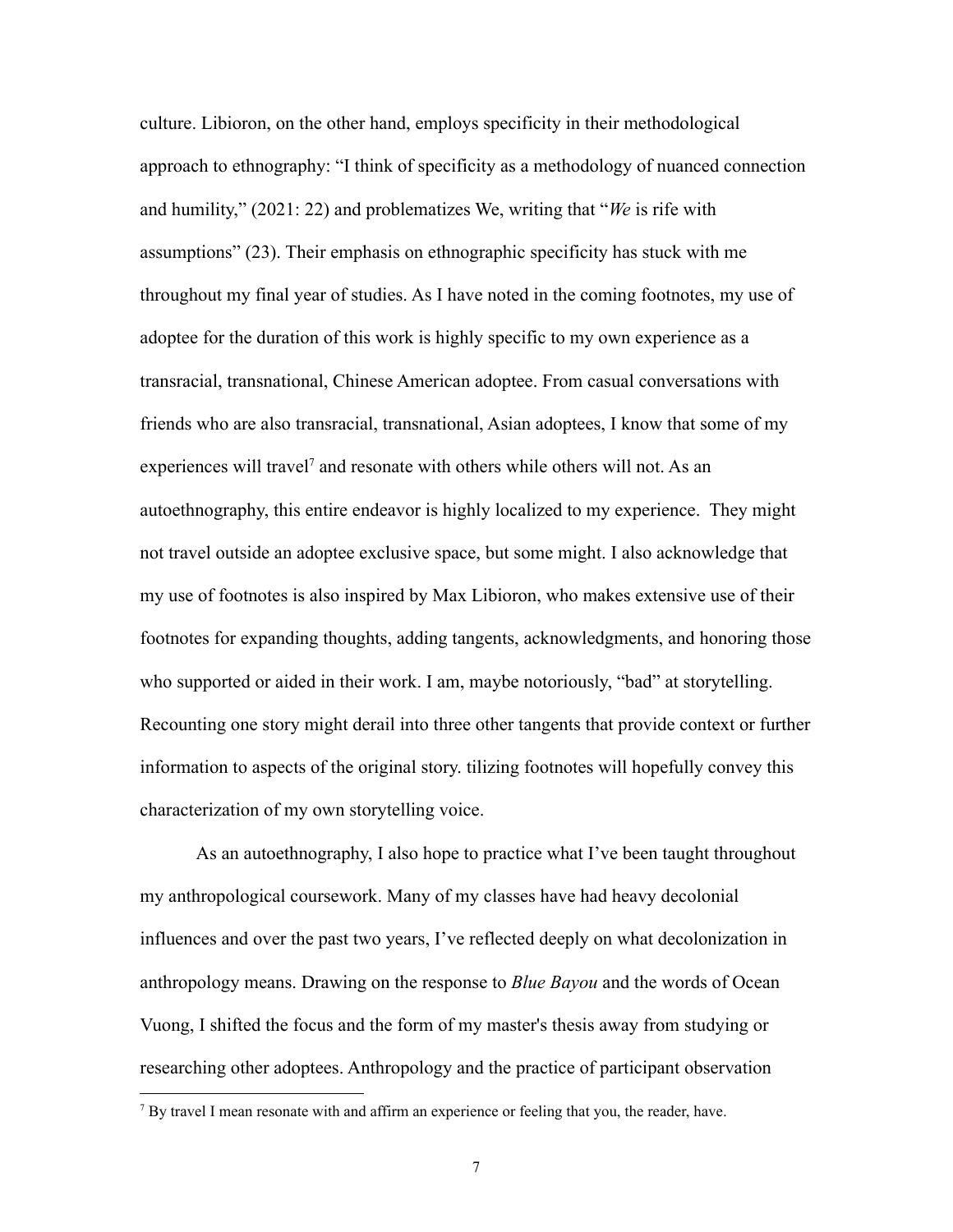culture. Libioron, on the other hand, employs specificity in their methodological approach to ethnography: "I think of specificity as a methodology of nuanced connection and humility," (2021: 22) and problematizes We, writing that "*We* is rife with assumptions" (23). Their emphasis on ethnographic specificity has stuck with me throughout my final year of studies. As I have noted in the coming footnotes, my use of adoptee for the duration of this work is highly specific to my own experience as a transracial, transnational, Chinese American adoptee. From casual conversations with friends who are also transracial, transnational, Asian adoptees, I know that some of my experiences will travel[7] and resonate with others while others will not. As an autoethnography, this entire endeavor is highly localized to my experience. They might not travel outside an adoptee exclusive space, but some might. I also acknowledge that my use of footnotes is also inspired by Max Libioron, who makes extensive use of their footnotes for expanding thoughts, adding tangents, acknowledgments, and honoring those who supported or aided in their work. I am, maybe notoriously, "bad" at storytelling. Recounting one story might derail into three other tangents that provide context or further information to aspects of the original story. tilizing footnotes will hopefully convey this characterization of my own storytelling voice.

As an autoethnography, I also hope to practice what I've been taught throughout my anthropological coursework. Many of my classes have had heavy decolonial influences and over the past two years, I've reflected deeply on what decolonization in anthropology means. Drawing on the response to *Blue Bayou* and the words of Ocean Vuong, I shifted the focus and the form of my master's thesis away from studying or researching other adoptees. Anthropology and the practice of participant observation

[7] By travel I mean resonate with and affirm an experience or feeling that you, the reader, have.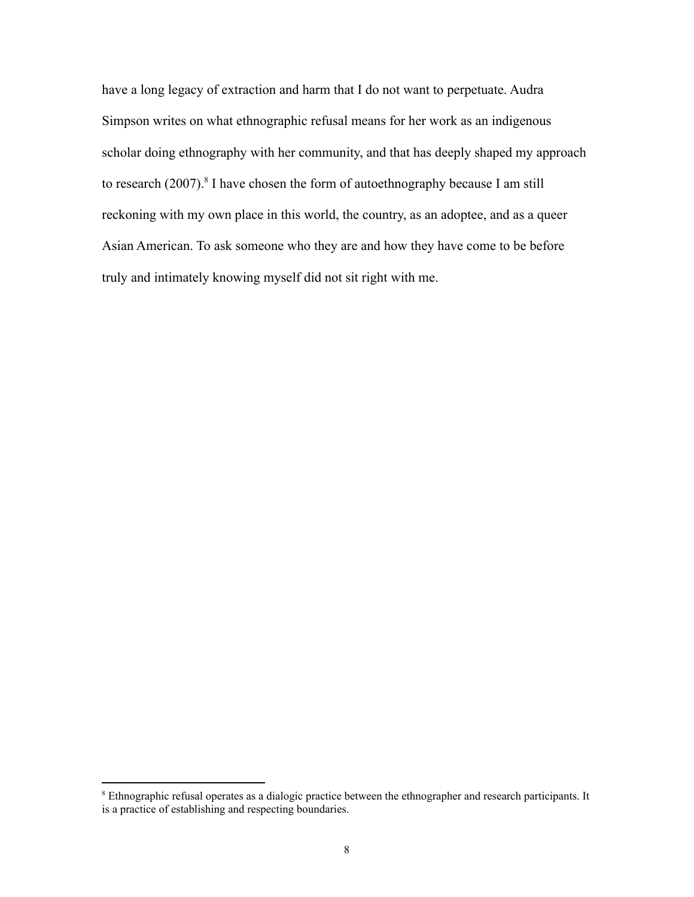have a long legacy of extraction and harm that I do not want to perpetuate. Audra Simpson writes on what ethnographic refusal means for her work as an indigenous scholar doing ethnography with her community, and that has deeply shaped my approach to research (2007).[8] I have chosen the form of autoethnography because I am still reckoning with my own place in this world, the country, as an adoptee, and as a queer Asian American. To ask someone who they are and how they have come to be before truly and intimately knowing myself did not sit right with me.

---

[8] Ethnographic refusal operates as a dialogic practice between the ethnographer and research participants. It is a practice of establishing and respecting boundaries.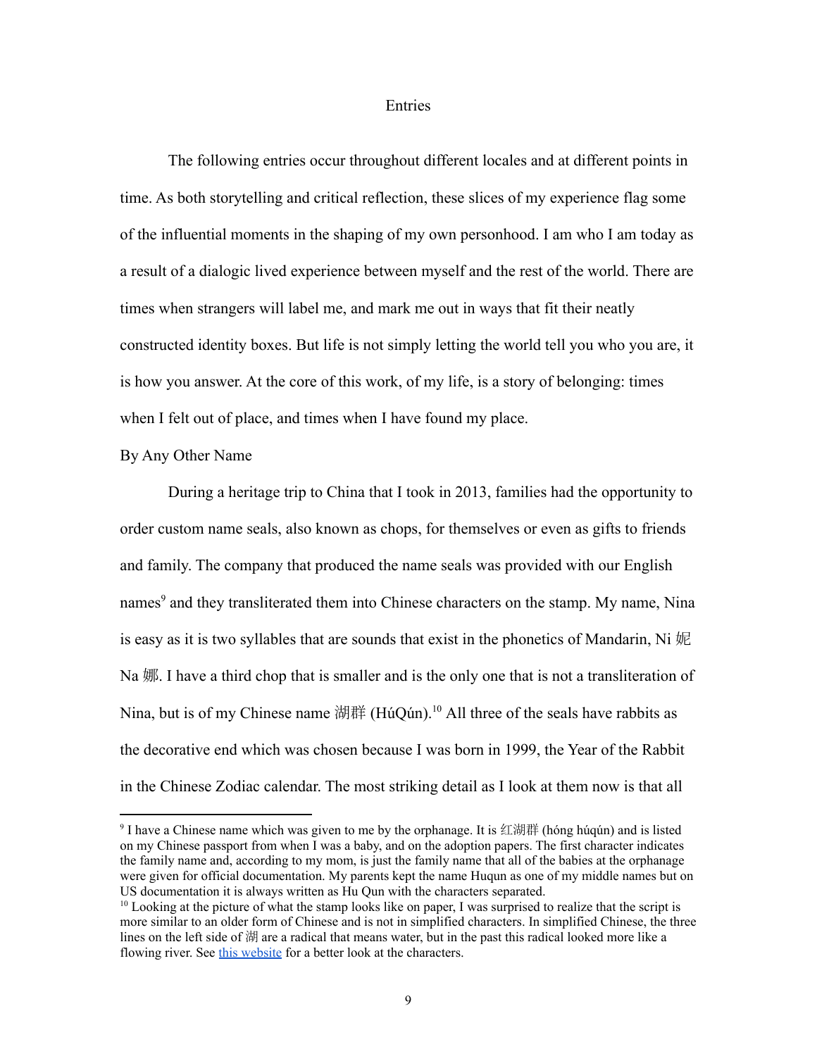# Entries

The following entries occur throughout different locales and at different points in time. As both storytelling and critical reflection, these slices of my experience flag some of the influential moments in the shaping of my own personhood. I am who I am today as a result of a dialogic lived experience between myself and the rest of the world. There are times when strangers will label me, and mark me out in ways that fit their neatly constructed identity boxes. But life is not simply letting the world tell you who you are, it is how you answer. At the core of this work, of my life, is a story of belonging: times when I felt out of place, and times when I have found my place.

## By Any Other Name

During a heritage trip to China that I took in 2013, families had the opportunity to order custom name seals, also known as chops, for themselves or even as gifts to friends and family. The company that produced the name seals was provided with our English names[9] and they transliterated them into Chinese characters on the stamp. My name, Nina is easy as it is two syllables that are sounds that exist in the phonetics of Mandarin, Ni 妮 Na 娜. I have a third chop that is smaller and is the only one that is not a transliteration of Nina, but is of my Chinese name 湖群 (HúQún).[10] All three of the seals have rabbits as the decorative end which was chosen because I was born in 1999, the Year of the Rabbit in the Chinese Zodiac calendar. The most striking detail as I look at them now is that all

---

[9] I have a Chinese name which was given to me by the orphanage. It is 红湖群 (hóng húqún) and is listed on my Chinese passport from when I was a baby, and on the adoption papers. The first character indicates the family name and, according to my mom, is just the family name that all of the babies at the orphanage were given for official documentation. My parents kept the name Huqun as one of my middle names but on US documentation it is always written as Hu Qun with the characters separated.

[10] Looking at the picture of what the stamp looks like on paper, I was surprised to realize that the script is more similar to an older form of Chinese and is not in simplified characters. In simplified Chinese, the three lines on the left side of 湖 are a radical that means water, but in the past this radical looked more like a flowing river. See [this website] for a better look at the characters.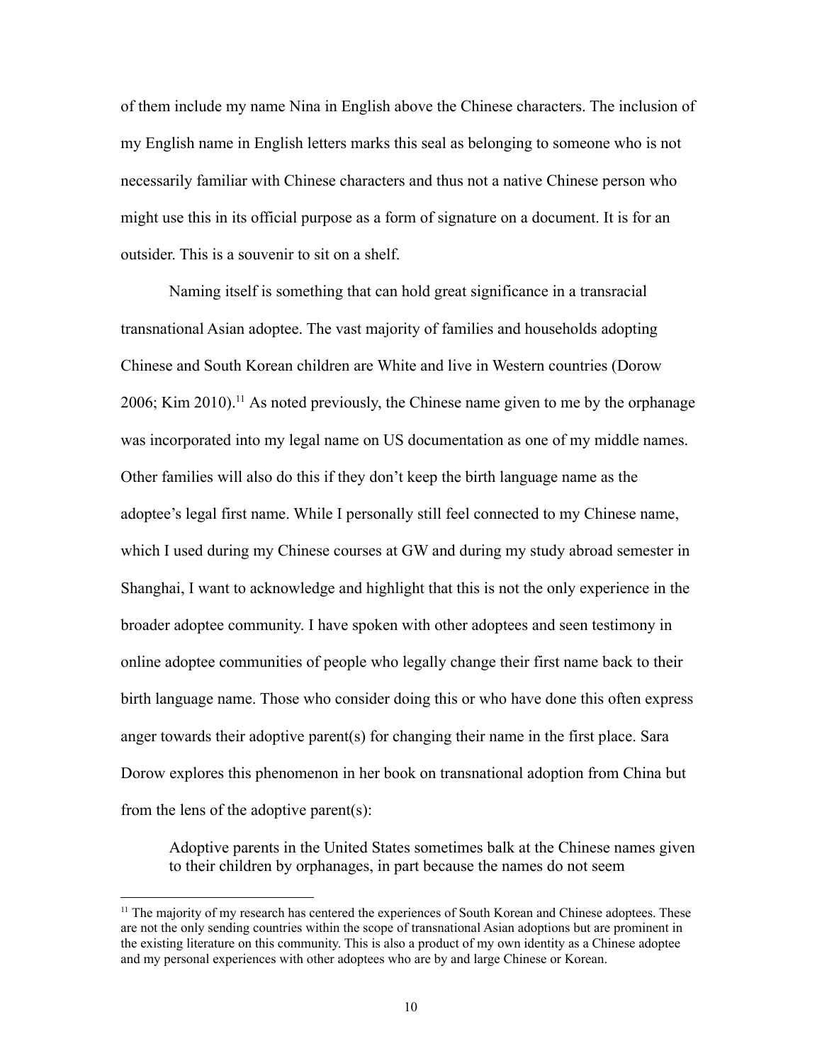of them include my name Nina in English above the Chinese characters. The inclusion of my English name in English letters marks this seal as belonging to someone who is not necessarily familiar with Chinese characters and thus not a native Chinese person who might use this in its official purpose as a form of signature on a document. It is for an outsider. This is a souvenir to sit on a shelf.

Naming itself is something that can hold great significance in a transracial transnational Asian adoptee. The vast majority of families and households adopting Chinese and South Korean children are White and live in Western countries (Dorow 2006; Kim 2010).[11] As noted previously, the Chinese name given to me by the orphanage was incorporated into my legal name on US documentation as one of my middle names. Other families will also do this if they don't keep the birth language name as the adoptee's legal first name. While I personally still feel connected to my Chinese name, which I used during my Chinese courses at GW and during my study abroad semester in Shanghai, I want to acknowledge and highlight that this is not the only experience in the broader adoptee community. I have spoken with other adoptees and seen testimony in online adoptee communities of people who legally change their first name back to their birth language name. Those who consider doing this or who have done this often express anger towards their adoptive parent(s) for changing their name in the first place. Sara Dorow explores this phenomenon in her book on transnational adoption from China but from the lens of the adoptive parent(s):

> Adoptive parents in the United States sometimes balk at the Chinese names given to their children by orphanages, in part because the names do not seem

[11] The majority of my research has centered the experiences of South Korean and Chinese adoptees. These are not the only sending countries within the scope of transnational Asian adoptions but are prominent in the existing literature on this community. This is also a product of my own identity as a Chinese adoptee and my personal experiences with other adoptees who are by and large Chinese or Korean.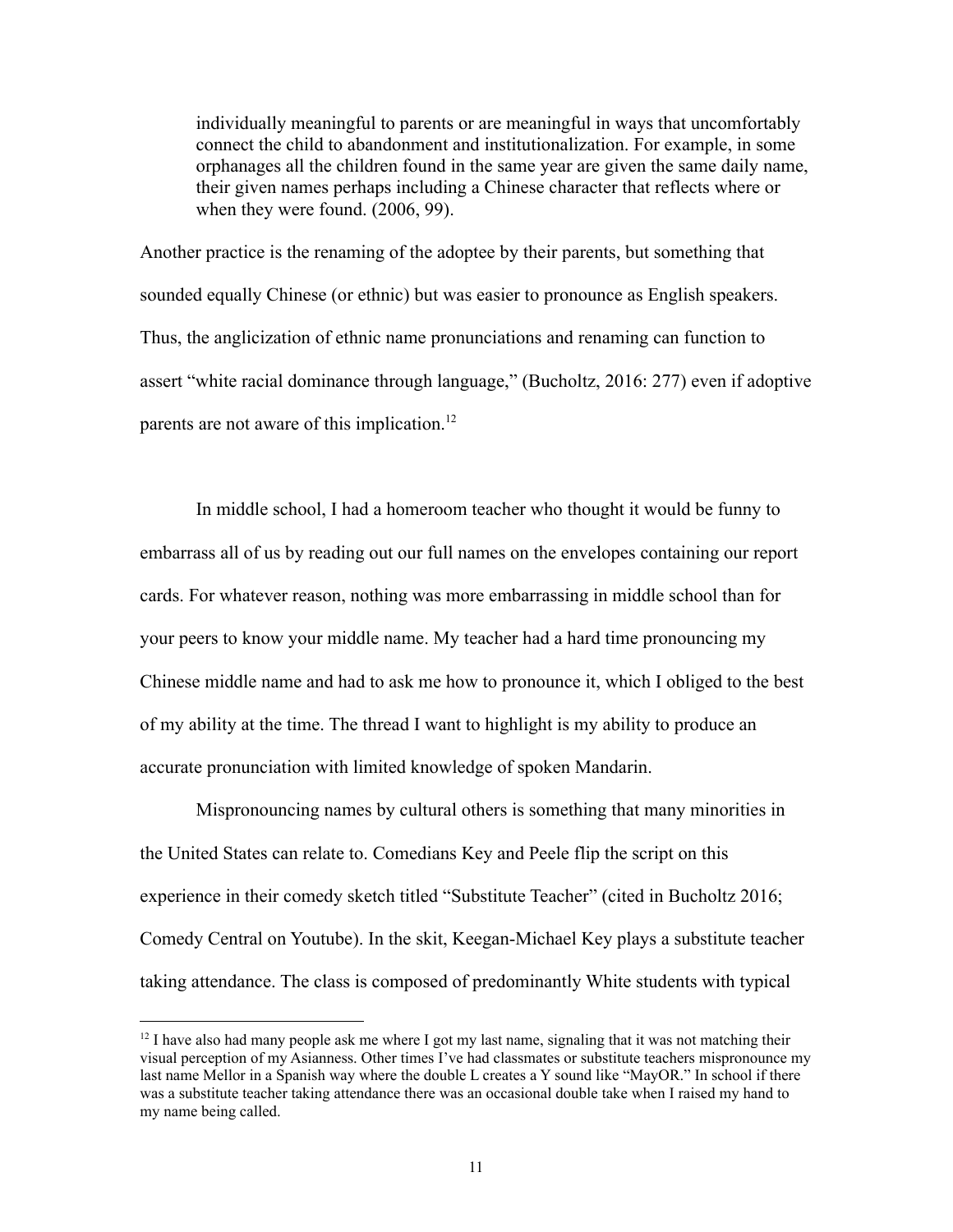> individually meaningful to parents or are meaningful in ways that uncomfortably connect the child to abandonment and institutionalization. For example, in some orphanages all the children found in the same year are given the same daily name, their given names perhaps including a Chinese character that reflects where or when they were found. (2006, 99).

Another practice is the renaming of the adoptee by their parents, but something that sounded equally Chinese (or ethnic) but was easier to pronounce as English speakers. Thus, the anglicization of ethnic name pronunciations and renaming can function to assert "white racial dominance through language," (Bucholtz, 2016: 277) even if adoptive parents are not aware of this implication.[12]

In middle school, I had a homeroom teacher who thought it would be funny to embarrass all of us by reading out our full names on the envelopes containing our report cards. For whatever reason, nothing was more embarrassing in middle school than for your peers to know your middle name. My teacher had a hard time pronouncing my Chinese middle name and had to ask me how to pronounce it, which I obliged to the best of my ability at the time. The thread I want to highlight is my ability to produce an accurate pronunciation with limited knowledge of spoken Mandarin.

Mispronouncing names by cultural others is something that many minorities in the United States can relate to. Comedians Key and Peele flip the script on this experience in their comedy sketch titled "Substitute Teacher" (cited in Bucholtz 2016; Comedy Central on Youtube). In the skit, Keegan-Michael Key plays a substitute teacher taking attendance. The class is composed of predominantly White students with typical

[12] I have also had many people ask me where I got my last name, signaling that it was not matching their visual perception of my Asianness. Other times I've had classmates or substitute teachers mispronounce my last name Mellor in a Spanish way where the double L creates a Y sound like "MayOR." In school if there was a substitute teacher taking attendance there was an occasional double take when I raised my hand to my name being called.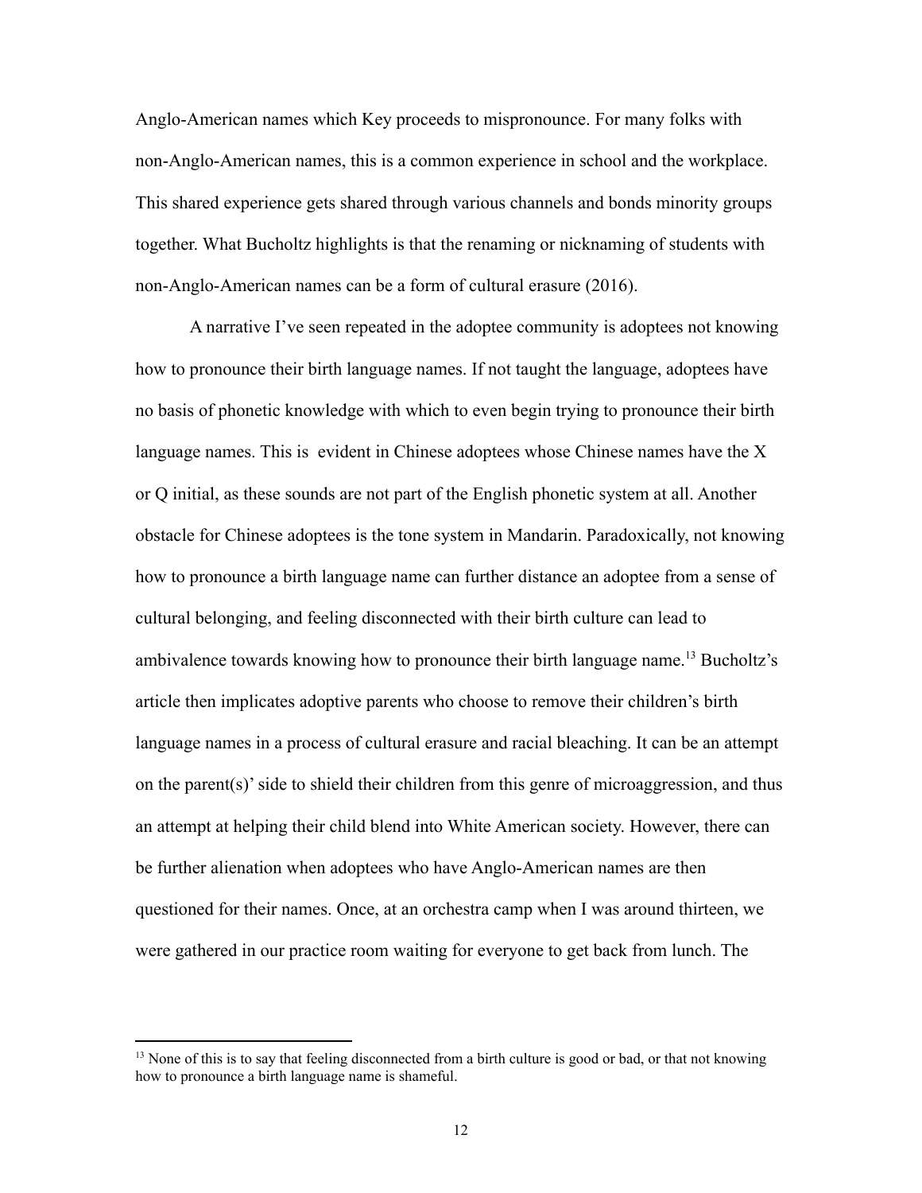Anglo-American names which Key proceeds to mispronounce. For many folks with non-Anglo-American names, this is a common experience in school and the workplace. This shared experience gets shared through various channels and bonds minority groups together. What Bucholtz highlights is that the renaming or nicknaming of students with non-Anglo-American names can be a form of cultural erasure (2016).

A narrative I've seen repeated in the adoptee community is adoptees not knowing how to pronounce their birth language names. If not taught the language, adoptees have no basis of phonetic knowledge with which to even begin trying to pronounce their birth language names. This is evident in Chinese adoptees whose Chinese names have the X or Q initial, as these sounds are not part of the English phonetic system at all. Another obstacle for Chinese adoptees is the tone system in Mandarin. Paradoxically, not knowing how to pronounce a birth language name can further distance an adoptee from a sense of cultural belonging, and feeling disconnected with their birth culture can lead to ambivalence towards knowing how to pronounce their birth language name.[13] Bucholtz's article then implicates adoptive parents who choose to remove their children's birth language names in a process of cultural erasure and racial bleaching. It can be an attempt on the parent(s)' side to shield their children from this genre of microaggression, and thus an attempt at helping their child blend into White American society. However, there can be further alienation when adoptees who have Anglo-American names are then questioned for their names. Once, at an orchestra camp when I was around thirteen, we were gathered in our practice room waiting for everyone to get back from lunch. The

[13] None of this is to say that feeling disconnected from a birth culture is good or bad, or that not knowing how to pronounce a birth language name is shameful.